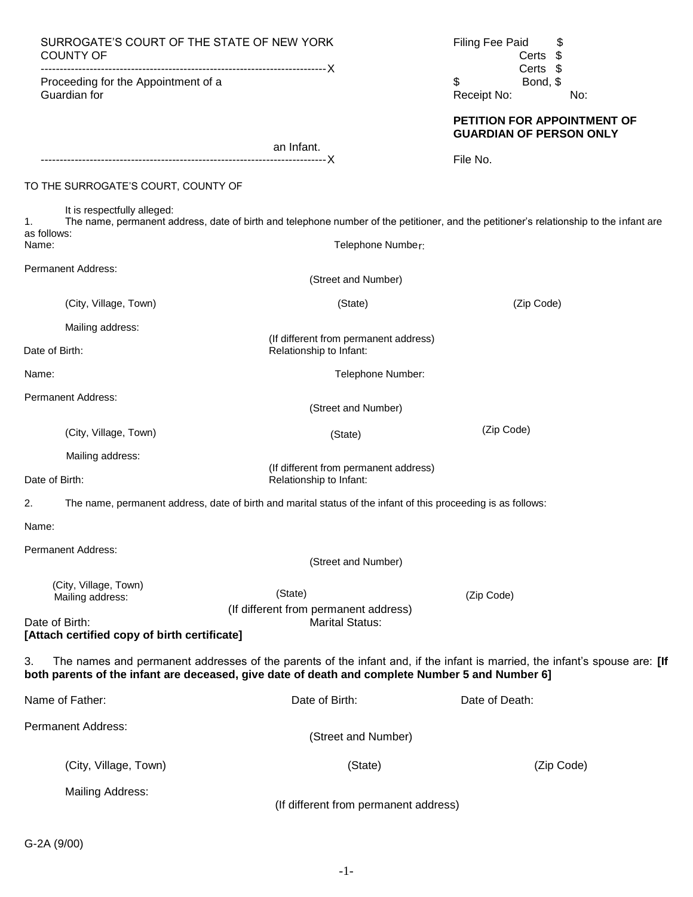SURROGATE'S COURT OF THE STATE OF NEW YORK
COUNTY OF

---------------------------------------------------------------------------X

Proceeding for the Appointment of a Guardian for

an Infant.

---------------------------------------------------------------------------X

Filing Fee Paid $
Certs $
Certs $
$ Bond, $
Receipt No: No:

**PETITION FOR APPOINTMENT OF GUARDIAN OF PERSON ONLY**

File No.

TO THE SURROGATE'S COURT, COUNTY OF

It is respectfully alleged:

1. The name, permanent address, date of birth and telephone number of the petitioner, and the petitioner's relationship to the infant are as follows:

Name: Telephone Number:

Permanent Address:
(Street and Number)

(City, Village, Town) (State) (Zip Code)

Mailing address:
(If different from permanent address)

Date of Birth: Relationship to Infant:

Name: Telephone Number:

Permanent Address:
(Street and Number)

(City, Village, Town) (State) (Zip Code)

Mailing address:
(If different from permanent address)

Date of Birth: Relationship to Infant:

2. The name, permanent address, date of birth and marital status of the infant of this proceeding is as follows:

Name:

Permanent Address:
(Street and Number)

(City, Village, Town) (State) (Zip Code)

Mailing address:
(If different from permanent address)

Date of Birth: Marital Status:

**[Attach certified copy of birth certificate]**

3. The names and permanent addresses of the parents of the infant and, if the infant is married, the infant's spouse are: **[If both parents of the infant are deceased, give date of death and complete Number 5 and Number 6]**

Name of Father: Date of Birth: Date of Death:

Permanent Address:
(Street and Number)

(City, Village, Town) (State) (Zip Code)

Mailing Address:
(If different from permanent address)

G-2A (9/00)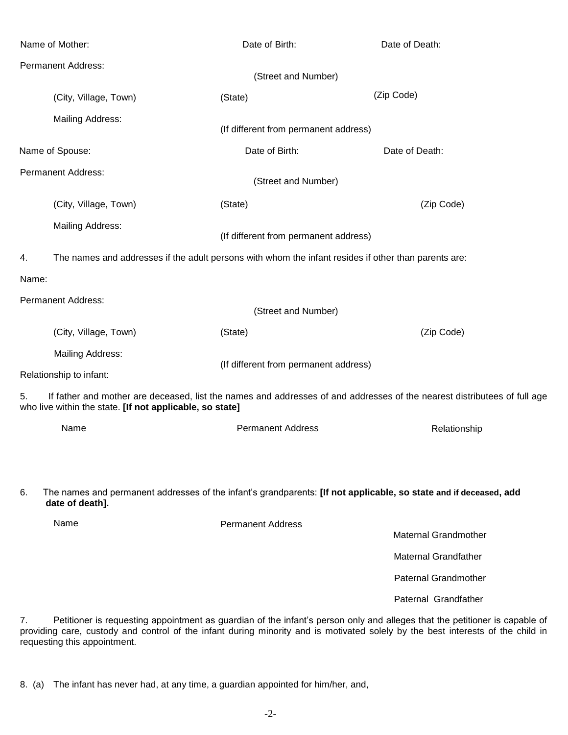Name of Mother: Date of Birth: Date of Death:

Permanent Address:

(Street and Number)

(City, Village, Town) (State) (Zip Code)

Mailing Address:

(If different from permanent address)

Name of Spouse: Date of Birth: Date of Death:

Permanent Address:

(Street and Number)

(City, Village, Town) (State) (Zip Code)

Mailing Address:

(If different from permanent address)

4. The names and addresses if the adult persons with whom the infant resides if other than parents are:

Name:

Permanent Address:

(Street and Number)

(City, Village, Town) (State) (Zip Code)

Mailing Address:

(If different from permanent address)

Relationship to infant:

5. If father and mother are deceased, list the names and addresses of and addresses of the nearest distributees of full age who live within the state. **[If not applicable, so state]**

| Name | Permanent Address | Relationship |
|---|---|---|
| | | |

6. The names and permanent addresses of the infant's grandparents: **[If not applicable, so state and if deceased, add date of death].**

| Name | Permanent Address | |
|---|---|---|
| | | Maternal Grandmother |
| | | Maternal Grandfather |
| | | Paternal Grandmother |
| | | Paternal Grandfather |

7. Petitioner is requesting appointment as guardian of the infant's person only and alleges that the petitioner is capable of providing care, custody and control of the infant during minority and is motivated solely by the best interests of the child in requesting this appointment.

8. (a) The infant has never had, at any time, a guardian appointed for him/her, and,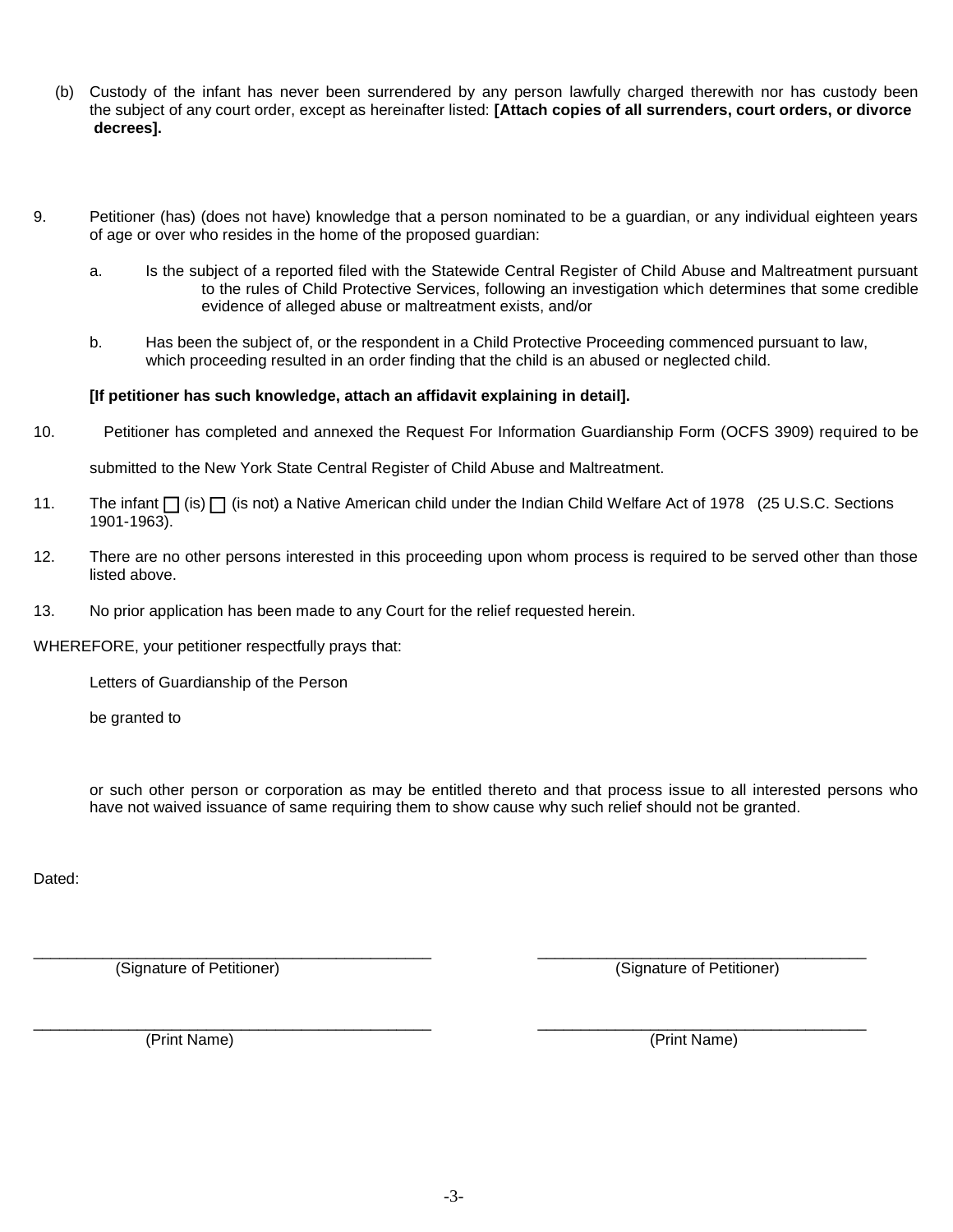(b) Custody of the infant has never been surrendered by any person lawfully charged therewith nor has custody been the subject of any court order, except as hereinafter listed: **[Attach copies of all surrenders, court orders, or divorce decrees].**

9. Petitioner (has) (does not have) knowledge that a person nominated to be a guardian, or any individual eighteen years of age or over who resides in the home of the proposed guardian:

   a. Is the subject of a reported filed with the Statewide Central Register of Child Abuse and Maltreatment pursuant to the rules of Child Protective Services, following an investigation which determines that some credible evidence of alleged abuse or maltreatment exists, and/or

   b. Has been the subject of, or the respondent in a Child Protective Proceeding commenced pursuant to law, which proceeding resulted in an order finding that the child is an abused or neglected child.

   **[If petitioner has such knowledge, attach an affidavit explaining in detail].**

10. Petitioner has completed and annexed the Request For Information Guardianship Form (OCFS 3909) required to be submitted to the New York State Central Register of Child Abuse and Maltreatment.

11. The infant ☐ (is) ☐ (is not) a Native American child under the Indian Child Welfare Act of 1978 (25 U.S.C. Sections 1901-1963).

12. There are no other persons interested in this proceeding upon whom process is required to be served other than those listed above.

13. No prior application has been made to any Court for the relief requested herein.

WHEREFORE, your petitioner respectfully prays that:

Letters of Guardianship of the Person

be granted to

or such other person or corporation as may be entitled thereto and that process issue to all interested persons who have not waived issuance of same requiring them to show cause why such relief should not be granted.

Dated:

| | |
|---|---|
| ______________________________ (Signature of Petitioner) | ______________________________ (Signature of Petitioner) |
| ______________________________ (Print Name) | ______________________________ (Print Name) |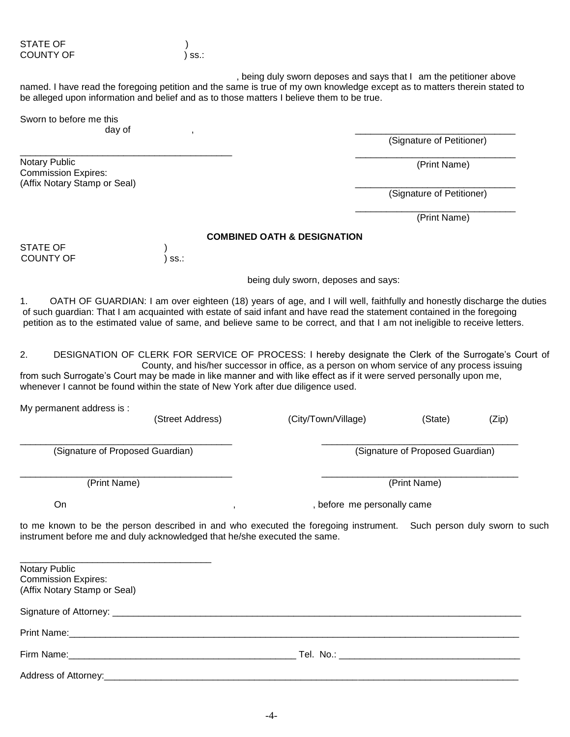STATE OF )
COUNTY OF ) ss.:

, being duly sworn deposes and says that I am the petitioner above named. I have read the foregoing petition and the same is true of my own knowledge except as to matters therein stated to be alleged upon information and belief and as to those matters I believe them to be true.

Sworn to before me this
day of ,

\_\_\_\_\_\_\_\_\_\_\_\_\_\_\_\_\_\_\_\_\_\_\_\_\_\_\_\_\_\_
(Signature of Petitioner)

\_\_\_\_\_\_\_\_\_\_\_\_\_\_\_\_\_\_\_\_\_\_\_\_\_\_\_\_\_\_
(Print Name)

\_\_\_\_\_\_\_\_\_\_\_\_\_\_\_\_\_\_\_\_\_\_\_\_\_\_\_\_\_\_\_\_\_\_\_\_\_\_\_\_
Notary Public
Commission Expires:
(Affix Notary Stamp or Seal)

\_\_\_\_\_\_\_\_\_\_\_\_\_\_\_\_\_\_\_\_\_\_\_\_\_\_\_\_\_\_
(Signature of Petitioner)

\_\_\_\_\_\_\_\_\_\_\_\_\_\_\_\_\_\_\_\_\_\_\_\_\_\_\_\_\_\_
(Print Name)

**COMBINED OATH & DESIGNATION**

STATE OF )
COUNTY OF ) ss.:

being duly sworn, deposes and says:

1. OATH OF GUARDIAN: I am over eighteen (18) years of age, and I will well, faithfully and honestly discharge the duties of such guardian: That I am acquainted with estate of said infant and have read the statement contained in the foregoing petition as to the estimated value of same, and believe same to be correct, and that I am not ineligible to receive letters.

2. DESIGNATION OF CLERK FOR SERVICE OF PROCESS: I hereby designate the Clerk of the Surrogate's Court of County, and his/her successor in office, as a person on whom service of any process issuing from such Surrogate's Court may be made in like manner and with like effect as if it were served personally upon me, whenever I cannot be found within the state of New York after due diligence used.

My permanent address is :
(Street Address) (City/Town/Village) (State) (Zip)

\_\_\_\_\_\_\_\_\_\_\_\_\_\_\_\_\_\_\_\_\_\_\_\_\_\_\_\_\_\_\_\_\_\_\_\_\_\_\_\_
(Signature of Proposed Guardian)

\_\_\_\_\_\_\_\_\_\_\_\_\_\_\_\_\_\_\_\_\_\_\_\_\_\_\_\_\_\_\_\_\_\_\_\_\_\_\_\_
(Signature of Proposed Guardian)

\_\_\_\_\_\_\_\_\_\_\_\_\_\_\_\_\_\_\_\_\_\_\_\_\_\_\_\_\_\_\_\_\_\_\_\_\_\_\_\_
(Print Name)

\_\_\_\_\_\_\_\_\_\_\_\_\_\_\_\_\_\_\_\_\_\_\_\_\_\_\_\_\_\_\_\_\_\_\_\_\_\_\_\_
(Print Name)

On , , before me personally came

to me known to be the person described in and who executed the foregoing instrument. Such person duly sworn to such instrument before me and duly acknowledged that he/she executed the same.

\_\_\_\_\_\_\_\_\_\_\_\_\_\_\_\_\_\_\_\_\_\_\_\_\_\_\_\_\_\_\_\_\_\_\_\_
Notary Public
Commission Expires:
(Affix Notary Stamp or Seal)

Signature of Attorney: \_\_\_\_\_\_\_\_\_\_\_\_\_\_\_\_\_\_\_\_\_\_\_\_\_\_\_\_\_\_\_\_\_\_\_\_\_\_\_\_\_\_\_\_\_\_\_\_\_\_\_\_\_\_\_\_\_\_\_\_

Print Name:\_\_\_\_\_\_\_\_\_\_\_\_\_\_\_\_\_\_\_\_\_\_\_\_\_\_\_\_\_\_\_\_\_\_\_\_\_\_\_\_\_\_\_\_\_\_\_\_\_\_\_\_\_\_\_\_\_\_\_\_\_\_\_\_\_\_\_

Firm Name:\_\_\_\_\_\_\_\_\_\_\_\_\_\_\_\_\_\_\_\_\_\_\_\_\_\_\_\_\_\_\_\_\_\_ Tel. No.: \_\_\_\_\_\_\_\_\_\_\_\_\_\_\_\_\_\_\_\_\_\_\_\_\_\_\_\_\_

Address of Attorney:\_\_\_\_\_\_\_\_\_\_\_\_\_\_\_\_\_\_\_\_\_\_\_\_\_\_\_\_\_\_\_\_\_\_\_\_\_\_\_\_\_\_\_\_\_\_\_\_\_\_\_\_\_\_\_\_\_\_\_\_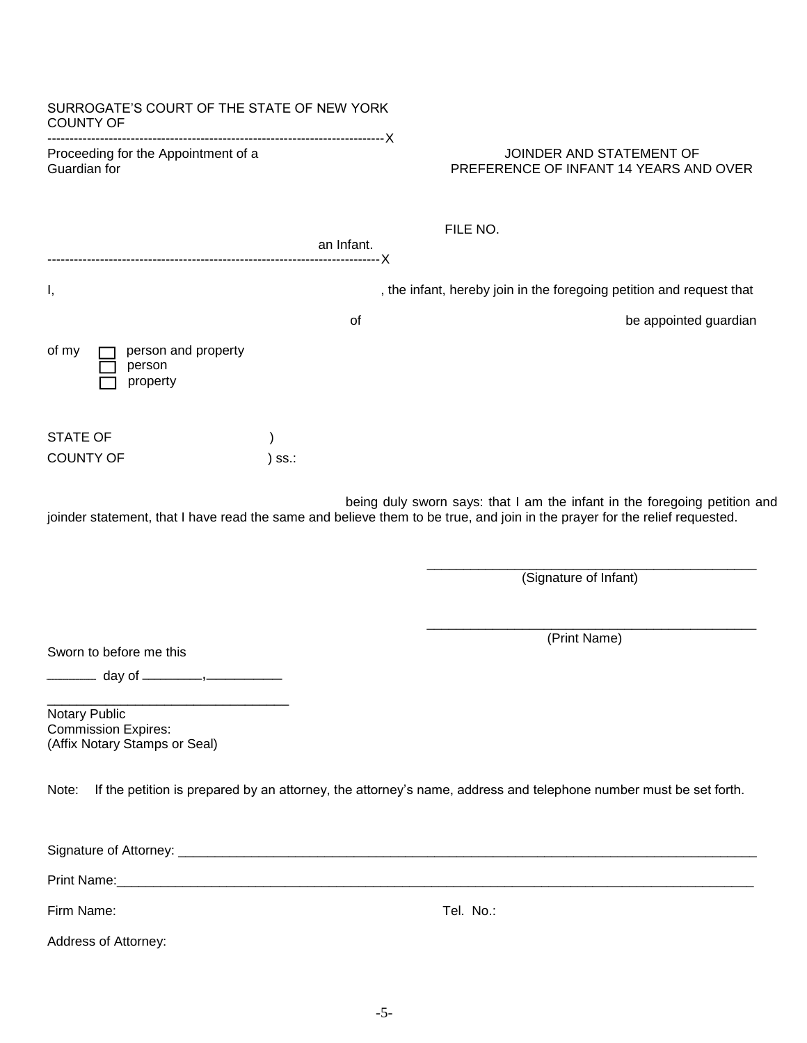SURROGATE'S COURT OF THE STATE OF NEW YORK
COUNTY OF

---------------------------------------------------------------------------X

Proceeding for the Appointment of a Guardian for

an Infant.

---------------------------------------------------------------------------X

**JOINDER AND STATEMENT OF PREFERENCE OF INFANT 14 YEARS AND OVER**

FILE NO.

I, , the infant, hereby join in the foregoing petition and request that

of be appointed guardian

of my
- ☐ person and property
- ☐ person
- ☐ property

STATE OF )
COUNTY OF ) ss.:

being duly sworn says: that I am the infant in the foregoing petition and joinder statement, that I have read the same and believe them to be true, and join in the prayer for the relief requested.

\_\_\_\_\_\_\_\_\_\_\_\_\_\_\_\_\_\_\_\_\_\_\_\_\_\_\_\_\_\_\_\_\_\_\_\_\_\_\_\_\_\_\_\_
(Signature of Infant)

\_\_\_\_\_\_\_\_\_\_\_\_\_\_\_\_\_\_\_\_\_\_\_\_\_\_\_\_\_\_\_\_\_\_\_\_\_\_\_\_\_\_\_\_
(Print Name)

Sworn to before me this

\_\_\_\_\_\_ day of \_\_\_\_\_\_\_\_, \_\_\_\_\_\_\_\_\_\_

\_\_\_\_\_\_\_\_\_\_\_\_\_\_\_\_\_\_\_\_\_\_\_\_\_\_\_\_\_\_\_\_
Notary Public
Commission Expires:
(Affix Notary Stamps or Seal)

Note: If the petition is prepared by an attorney, the attorney's name, address and telephone number must be set forth.

Signature of Attorney: \_\_\_\_\_\_\_\_\_\_\_\_\_\_\_\_\_\_\_\_\_\_\_\_\_\_\_\_\_\_\_\_\_\_\_\_\_\_\_\_\_\_\_\_\_\_\_\_\_\_\_\_\_\_\_\_\_\_\_\_\_\_\_\_

Print Name:\_\_\_\_\_\_\_\_\_\_\_\_\_\_\_\_\_\_\_\_\_\_\_\_\_\_\_\_\_\_\_\_\_\_\_\_\_\_\_\_\_\_\_\_\_\_\_\_\_\_\_\_\_\_\_\_\_\_\_\_\_\_\_\_\_\_\_\_\_\_\_\_

Firm Name: Tel. No.:

Address of Attorney: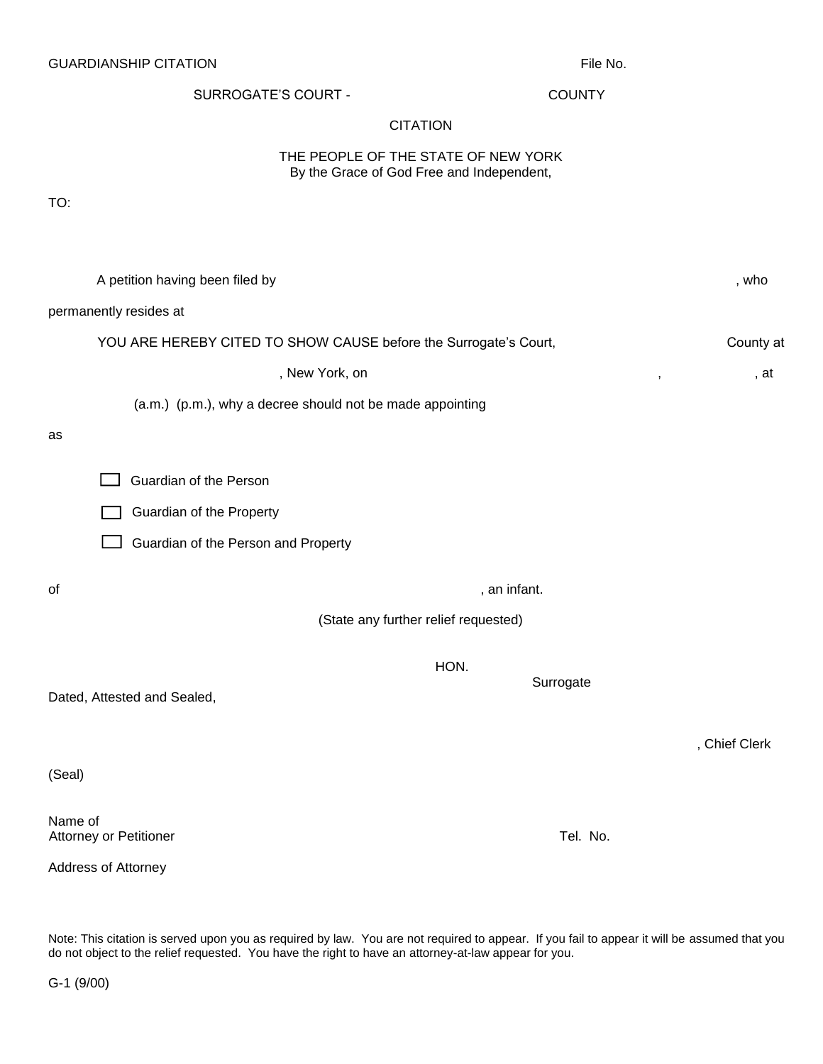GUARDIANSHIP CITATION File No.

SURROGATE'S COURT - COUNTY

CITATION

THE PEOPLE OF THE STATE OF NEW YORK
By the Grace of God Free and Independent,

TO:

A petition having been filed by , who

permanently resides at

YOU ARE HEREBY CITED TO SHOW CAUSE before the Surrogate's Court, County at

, New York, on , , at

(a.m.) (p.m.), why a decree should not be made appointing

as

- ☐ Guardian of the Person
- ☐ Guardian of the Property
- ☐ Guardian of the Person and Property

of , an infant.

(State any further relief requested)

HON.
Surrogate

Dated, Attested and Sealed,

, Chief Clerk

(Seal)

Name of
Attorney or Petitioner Tel. No.

Address of Attorney

Note: This citation is served upon you as required by law. You are not required to appear. If you fail to appear it will be assumed that you do not object to the relief requested. You have the right to have an attorney-at-law appear for you.

G-1 (9/00)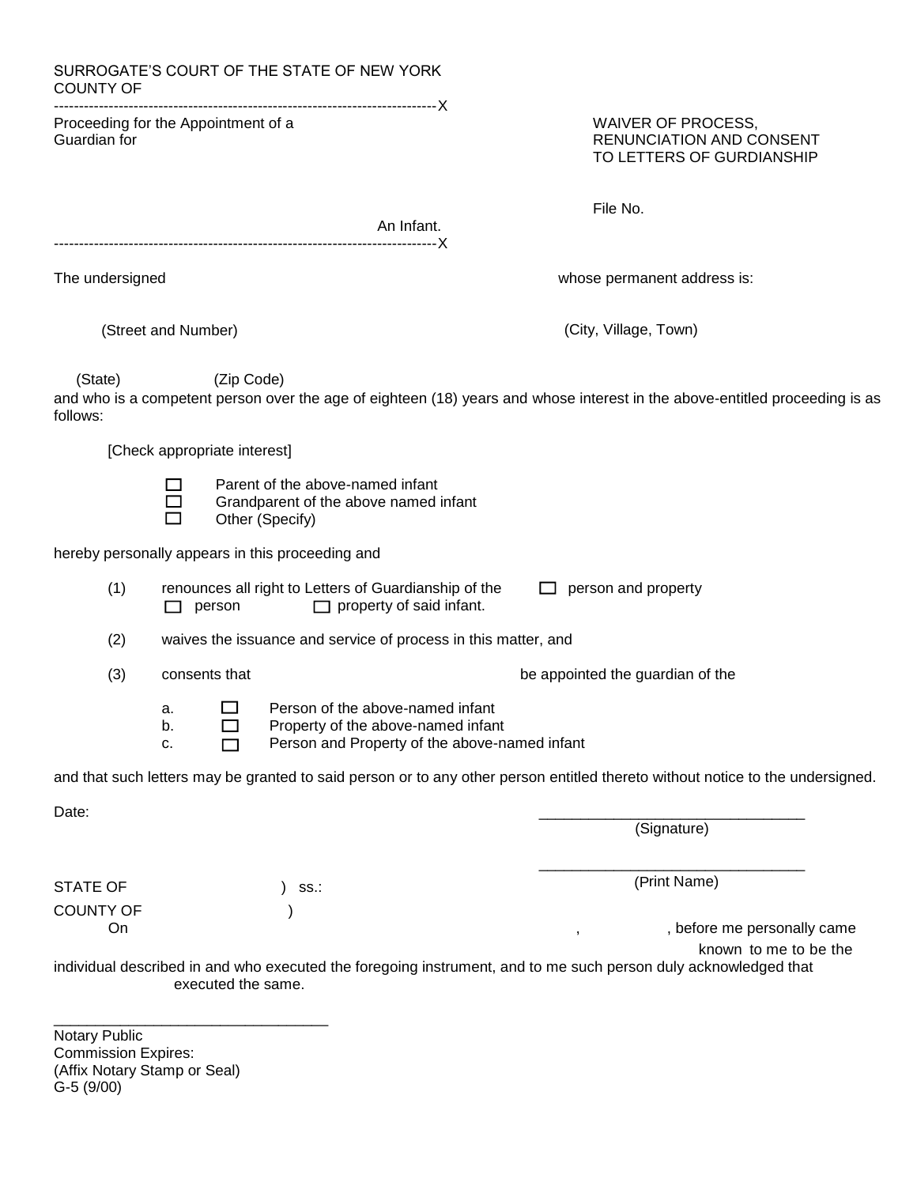SURROGATE'S COURT OF THE STATE OF NEW YORK
COUNTY OF

-----------------------------------------------------------------------------X

Proceeding for the Appointment of a
Guardian for

An Infant.

-----------------------------------------------------------------------------X

WAIVER OF PROCESS,
RENUNCIATION AND CONSENT
TO LETTERS OF GURDIANSHIP

File No.

The undersigned whose permanent address is:

(Street and Number) (City, Village, Town)

(State) (Zip Code)

and who is a competent person over the age of eighteen (18) years and whose interest in the above-entitled proceeding is as follows:

[Check appropriate interest]

- ☐ Parent of the above-named infant
- ☐ Grandparent of the above named infant
- ☐ Other (Specify)

hereby personally appears in this proceeding and

(1) renounces all right to Letters of Guardianship of the ☐ person and property ☐ person ☐ property of said infant.

(2) waives the issuance and service of process in this matter, and

(3) consents that be appointed the guardian of the

- a. ☐ Person of the above-named infant
- b. ☐ Property of the above-named infant
- c. ☐ Person and Property of the above-named infant

and that such letters may be granted to said person or to any other person entitled thereto without notice to the undersigned.

Date:

_________________________________
(Signature)

_________________________________
(Print Name)

STATE OF ) ss.:
COUNTY OF )

On , , before me personally came known to me to be the individual described in and who executed the foregoing instrument, and to me such person duly acknowledged that executed the same.

_________________________________
Notary Public
Commission Expires:
(Affix Notary Stamp or Seal)
G-5 (9/00)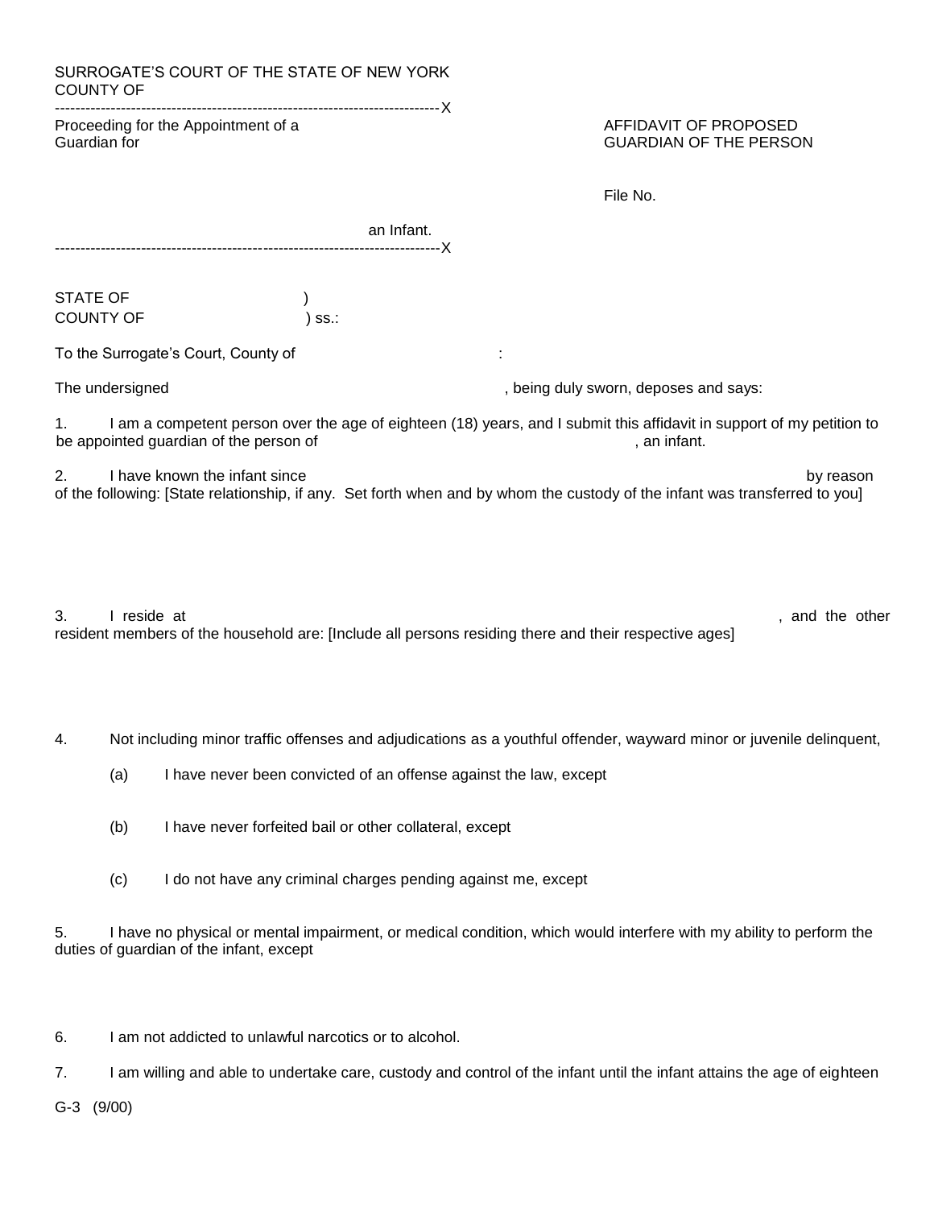SURROGATE'S COURT OF THE STATE OF NEW YORK
COUNTY OF

---------------------------------------------------------------------------X

Proceeding for the Appointment of a Guardian for

an Infant.

---------------------------------------------------------------------------X

AFFIDAVIT OF PROPOSED GUARDIAN OF THE PERSON

File No.

STATE OF )
COUNTY OF ) ss.:

To the Surrogate's Court, County of :

The undersigned , being duly sworn, deposes and says:

1. I am a competent person over the age of eighteen (18) years, and I submit this affidavit in support of my petition to be appointed guardian of the person of , an infant.

2. I have known the infant since by reason of the following: [State relationship, if any. Set forth when and by whom the custody of the infant was transferred to you]

3. I reside at , and the other resident members of the household are: [Include all persons residing there and their respective ages]

4. Not including minor traffic offenses and adjudications as a youthful offender, wayward minor or juvenile delinquent,

   (a) I have never been convicted of an offense against the law, except

   (b) I have never forfeited bail or other collateral, except

   (c) I do not have any criminal charges pending against me, except

5. I have no physical or mental impairment, or medical condition, which would interfere with my ability to perform the duties of guardian of the infant, except

6. I am not addicted to unlawful narcotics or to alcohol.

7. I am willing and able to undertake care, custody and control of the infant until the infant attains the age of eighteen

G-3 (9/00)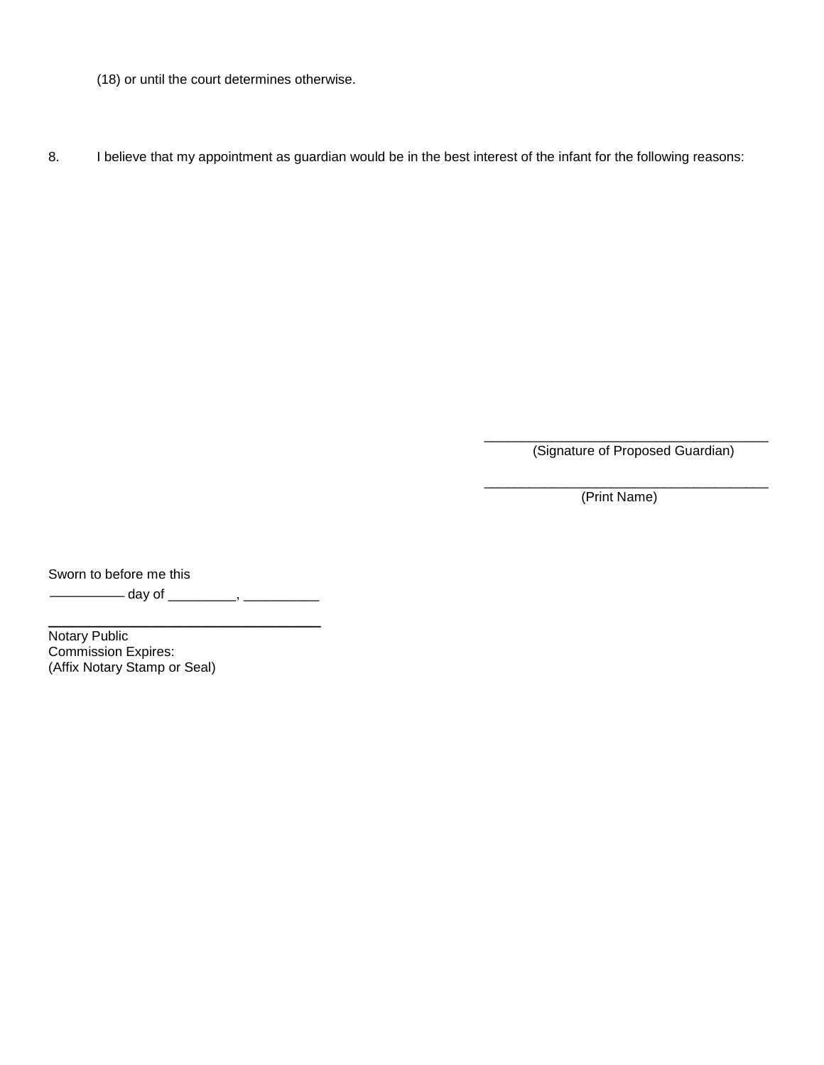(18) or until the court determines otherwise.

8. I believe that my appointment as guardian would be in the best interest of the infant for the following reasons:

\_\_\_\_\_\_\_\_\_\_\_\_\_\_\_\_\_\_\_\_\_\_\_\_\_\_\_\_\_\_\_\_\_\_\_\_\_\_
(Signature of Proposed Guardian)

\_\_\_\_\_\_\_\_\_\_\_\_\_\_\_\_\_\_\_\_\_\_\_\_\_\_\_\_\_\_\_\_\_\_\_\_\_\_
(Print Name)

Sworn to before me this
\_\_\_\_\_\_\_\_\_\_ day of \_\_\_\_\_\_\_\_\_, \_\_\_\_\_\_\_\_\_\_

\_\_\_\_\_\_\_\_\_\_\_\_\_\_\_\_\_\_\_\_\_\_\_\_\_\_\_\_\_\_\_\_\_\_\_\_
Notary Public
Commission Expires:
(Affix Notary Stamp or Seal)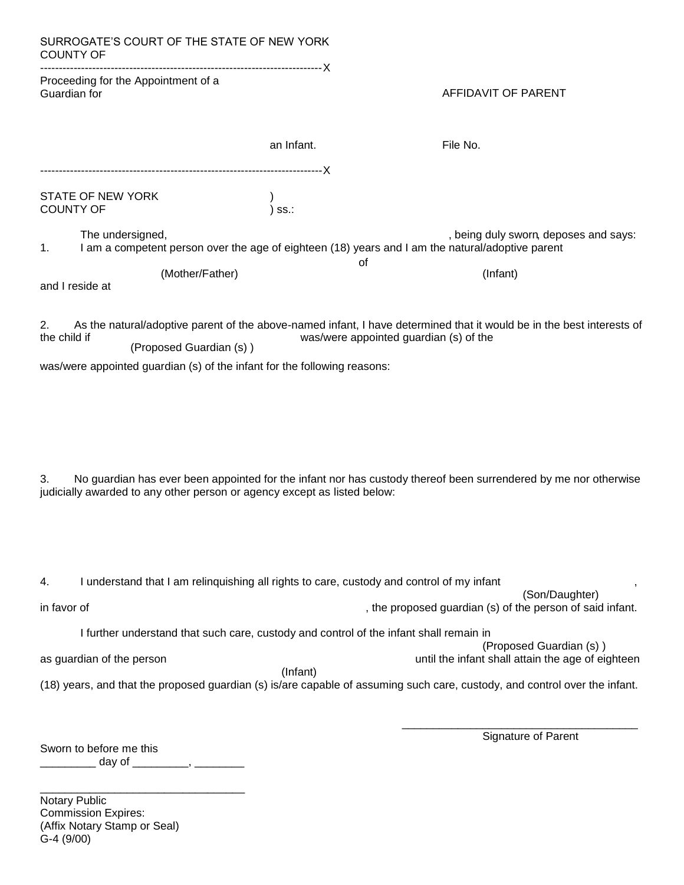SURROGATE'S COURT OF THE STATE OF NEW YORK
COUNTY OF

---------------------------------------------------------------------------X

Proceeding for the Appointment of a Guardian for

**AFFIDAVIT OF PARENT**

an Infant.

File No.

---------------------------------------------------------------------------X

STATE OF NEW YORK )
COUNTY OF ) ss.:

The undersigned, , being duly sworn, deposes and says:

1. I am a competent person over the age of eighteen (18) years and I am the natural/adoptive parent of

(Mother/Father) (Infant)

and I reside at

2. As the natural/adoptive parent of the above-named infant, I have determined that it would be in the best interests of the child if was/were appointed guardian (s) of the

(Proposed Guardian (s) )

was/were appointed guardian (s) of the infant for the following reasons:

3. No guardian has ever been appointed for the infant nor has custody thereof been surrendered by me nor otherwise judicially awarded to any other person or agency except as listed below:

4. I understand that I am relinquishing all rights to care, custody and control of my infant ,

(Son/Daughter)

in favor of , the proposed guardian (s) of the person of said infant.

I further understand that such care, custody and control of the infant shall remain in

(Proposed Guardian (s) )

as guardian of the person until the infant shall attain the age of eighteen

(Infant)

(18) years, and that the proposed guardian (s) is/are capable of assuming such care, custody, and control over the infant.

\_\_\_\_\_\_\_\_\_\_\_\_\_\_\_\_\_\_\_\_\_\_\_\_\_\_\_\_\_\_\_\_\_\_\_\_\_\_\_\_
Signature of Parent

Sworn to before me this
\_\_\_\_\_\_\_\_\_ day of \_\_\_\_\_\_\_\_\_, \_\_\_\_\_\_\_\_

\_\_\_\_\_\_\_\_\_\_\_\_\_\_\_\_\_\_\_\_\_\_\_\_\_\_\_\_\_\_\_\_\_\_\_
Notary Public
Commission Expires:
(Affix Notary Stamp or Seal)
G-4 (9/00)